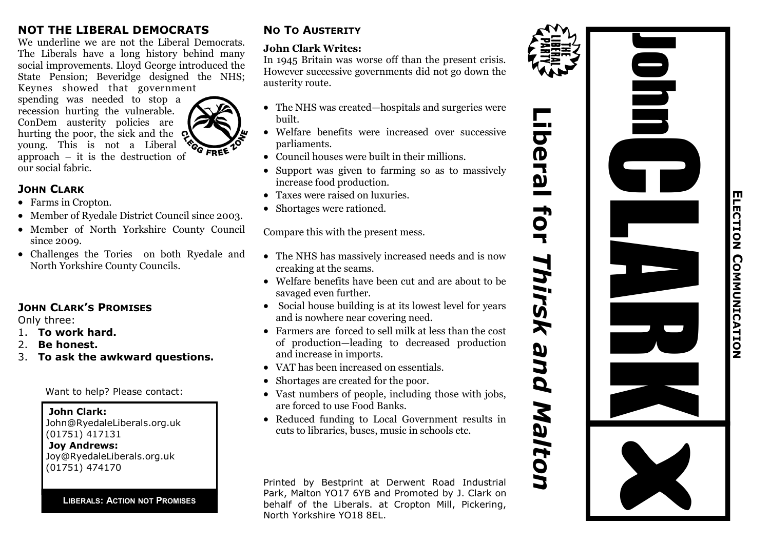## NOT THE LIBERAL DEMOCRATS

We underline we are not the Liberal Democrats. The Liberals have a long history behind many social improvements. Lloyd George introduced the State Pension; Beveridge designed the NHS; Keynes showed that government spending was needed to stop a recession hurting the vulnerable. ConDem austerity policies are hurting the poor, the sick and the young. This is not a Liberal approach – it is the destruction of our social fabric.

CLEGG FREE ZONE

## JOHN CLARK

- Farms in Cropton.
- Member of Ryedale District Council since 2003.
- Member of North Yorkshire County Council since 2009.
- Challenges the Tories on both Ryedale and North Yorkshire County Councils.

## JOHN CLARK'S PROMISES

Only three:

1. **To work hard.**
2. **Be honest.**
3. **To ask the awkward questions.**

Want to help? Please contact:

**John Clark:**
John@RyedaleLiberals.org.uk
(01751) 417131
**Joy Andrews:**
Joy@RyedaleLiberals.org.uk
(01751) 474170

**LIBERALS: ACTION NOT PROMISES**

## NO TO AUSTERITY

**John Clark Writes:**
In 1945 Britain was worse off than the present crisis. However successive governments did not go down the austerity route.

- The NHS was created—hospitals and surgeries were built.
- Welfare benefits were increased over successive parliaments.
- Council houses were built in their millions.
- Support was given to farming so as to massively increase food production.
- Taxes were raised on luxuries.
- Shortages were rationed.

Compare this with the present mess.

- The NHS has massively increased needs and is now creaking at the seams.
- Welfare benefits have been cut and are about to be savaged even further.
- Social house building is at its lowest level for years and is nowhere near covering need.
- Farmers are forced to sell milk at less than the cost of production—leading to decreased production and increase in imports.
- VAT has been increased on essentials.
- Shortages are created for the poor.
- Vast numbers of people, including those with jobs, are forced to use Food Banks.
- Reduced funding to Local Government results in cuts to libraries, buses, music in schools etc.

Printed by Bestprint at Derwent Road Industrial Park, Malton YO17 6YB and Promoted by J. Clark on behalf of the Liberals. at Cropton Mill, Pickering, North Yorkshire YO18 8EL.

THE LIBERAL PARTY

# Liberal for *Thirsk and Malton*

# John CLARK X

**ELECTION COMMUNICATION**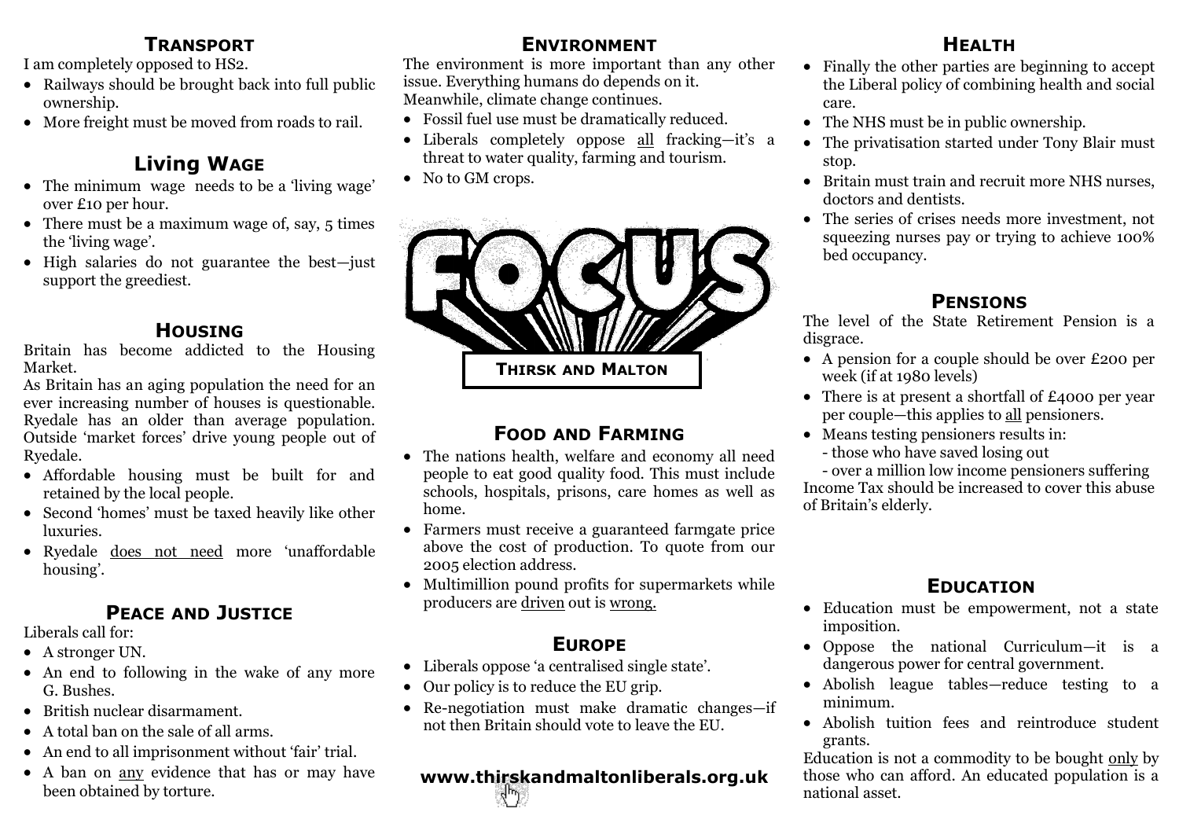## Transport

I am completely opposed to HS2.

- Railways should be brought back into full public ownership.
- More freight must be moved from roads to rail.

## Living Wage

- The minimum wage needs to be a 'living wage' over £10 per hour.
- There must be a maximum wage of, say, 5 times the 'living wage'.
- High salaries do not guarantee the best—just support the greediest.

## Housing

Britain has become addicted to the Housing Market.

As Britain has an aging population the need for an ever increasing number of houses is questionable. Ryedale has an older than average population. Outside 'market forces' drive young people out of Ryedale.

- Affordable housing must be built for and retained by the local people.
- Second 'homes' must be taxed heavily like other luxuries.
- Ryedale does not need more 'unaffordable housing'.

## Peace and Justice

Liberals call for:

- A stronger UN.
- An end to following in the wake of any more G. Bushes.
- British nuclear disarmament.
- A total ban on the sale of all arms.
- An end to all imprisonment without 'fair' trial.
- A ban on any evidence that has or may have been obtained by torture.

## Environment

The environment is more important than any other issue. Everything humans do depends on it.

Meanwhile, climate change continues.

- Fossil fuel use must be dramatically reduced.
- Liberals completely oppose all fracking—it's a threat to water quality, farming and tourism.
- No to GM crops.

# FOCUS

**Thirsk and Malton**

## Food and Farming

- The nations health, welfare and economy all need people to eat good quality food. This must include schools, hospitals, prisons, care homes as well as home.
- Farmers must receive a guaranteed farmgate price above the cost of production. To quote from our 2005 election address.
- Multimillion pound profits for supermarkets while producers are driven out is wrong.

## Europe

- Liberals oppose 'a centralised single state'.
- Our policy is to reduce the EU grip.
- Re-negotiation must make dramatic changes—if not then Britain should vote to leave the EU.

**www.thirskandmaltonliberals.org.uk**

## Health

- Finally the other parties are beginning to accept the Liberal policy of combining health and social care.
- The NHS must be in public ownership.
- The privatisation started under Tony Blair must stop.
- Britain must train and recruit more NHS nurses, doctors and dentists.
- The series of crises needs more investment, not squeezing nurses pay or trying to achieve 100% bed occupancy.

## Pensions

The level of the State Retirement Pension is a disgrace.

- A pension for a couple should be over £200 per week (if at 1980 levels)
- There is at present a shortfall of £4000 per year per couple—this applies to all pensioners.
- Means testing pensioners results in:
  - those who have saved losing out
  - over a million low income pensioners suffering

Income Tax should be increased to cover this abuse of Britain's elderly.

## Education

- Education must be empowerment, not a state imposition.
- Oppose the national Curriculum—it is a dangerous power for central government.
- Abolish league tables—reduce testing to a minimum.
- Abolish tuition fees and reintroduce student grants.

Education is not a commodity to be bought only by those who can afford. An educated population is a national asset.